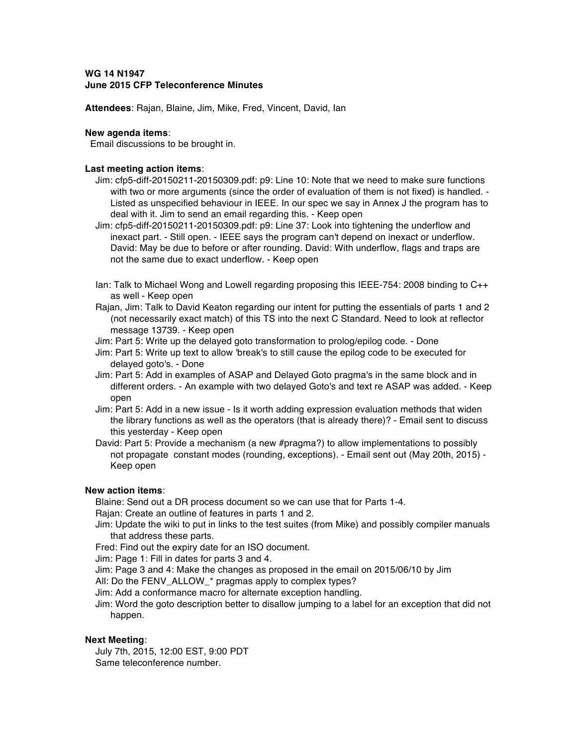**WG 14 N1947**
**June 2015 CFP Teleconference Minutes**

**Attendees**: Rajan, Blaine, Jim, Mike, Fred, Vincent, David, Ian

**New agenda items**:
Email discussions to be brought in.

**Last meeting action items**:

- Jim: cfp5-diff-20150211-20150309.pdf: p9: Line 10: Note that we need to make sure functions with two or more arguments (since the order of evaluation of them is not fixed) is handled. - Listed as unspecified behaviour in IEEE. In our spec we say in Annex J the program has to deal with it. Jim to send an email regarding this. - Keep open
- Jim: cfp5-diff-20150211-20150309.pdf: p9: Line 37: Look into tightening the underflow and inexact part. - Still open. - IEEE says the program can't depend on inexact or underflow. David: May be due to before or after rounding. David: With underflow, flags and traps are not the same due to exact underflow. - Keep open

- Ian: Talk to Michael Wong and Lowell regarding proposing this IEEE-754: 2008 binding to C++ as well - Keep open
- Rajan, Jim: Talk to David Keaton regarding our intent for putting the essentials of parts 1 and 2 (not necessarily exact match) of this TS into the next C Standard. Need to look at reflector message 13739. - Keep open
- Jim: Part 5: Write up the delayed goto transformation to prolog/epilog code. - Done
- Jim: Part 5: Write up text to allow 'break's to still cause the epilog code to be executed for delayed goto's. - Done
- Jim: Part 5: Add in examples of ASAP and Delayed Goto pragma's in the same block and in different orders. - An example with two delayed Goto's and text re ASAP was added. - Keep open
- Jim: Part 5: Add in a new issue - Is it worth adding expression evaluation methods that widen the library functions as well as the operators (that is already there)? - Email sent to discuss this yesterday - Keep open
- David: Part 5: Provide a mechanism (a new #pragma?) to allow implementations to possibly not propagate constant modes (rounding, exceptions). - Email sent out (May 20th, 2015) - Keep open

**New action items**:

- Blaine: Send out a DR process document so we can use that for Parts 1-4.
- Rajan: Create an outline of features in parts 1 and 2.
- Jim: Update the wiki to put in links to the test suites (from Mike) and possibly compiler manuals that address these parts.
- Fred: Find out the expiry date for an ISO document.
- Jim: Page 1: Fill in dates for parts 3 and 4.
- Jim: Page 3 and 4: Make the changes as proposed in the email on 2015/06/10 by Jim
- All: Do the FENV_ALLOW_* pragmas apply to complex types?
- Jim: Add a conformance macro for alternate exception handling.
- Jim: Word the goto description better to disallow jumping to a label for an exception that did not happen.

**Next Meeting**:
July 7th, 2015, 12:00 EST, 9:00 PDT
Same teleconference number.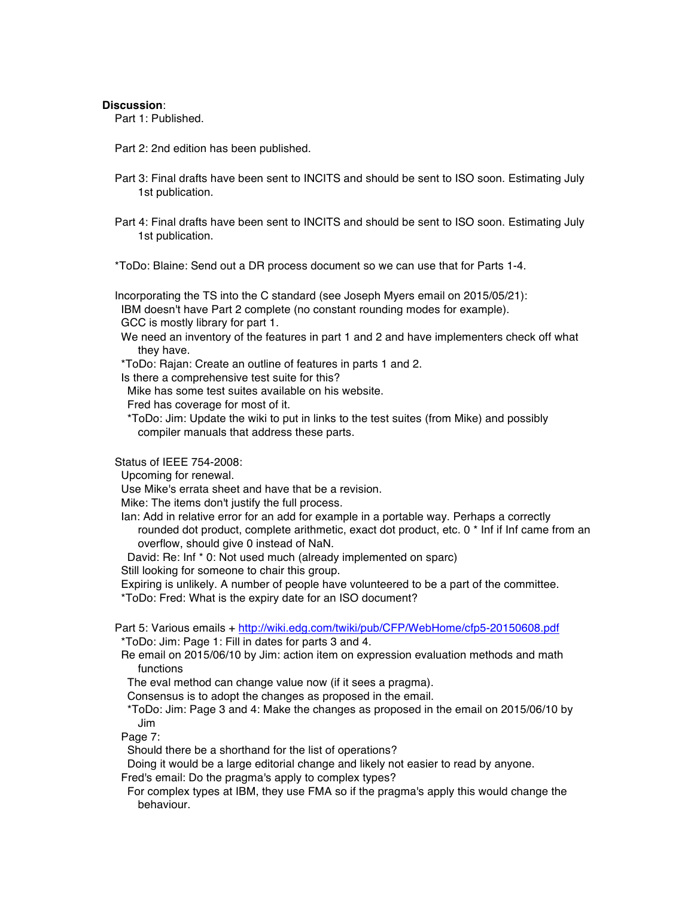**Discussion**:

Part 1: Published.

Part 2: 2nd edition has been published.

Part 3: Final drafts have been sent to INCITS and should be sent to ISO soon. Estimating July 1st publication.

Part 4: Final drafts have been sent to INCITS and should be sent to ISO soon. Estimating July 1st publication.

*ToDo: Blaine: Send out a DR process document so we can use that for Parts 1-4.

Incorporating the TS into the C standard (see Joseph Myers email on 2015/05/21):
- IBM doesn't have Part 2 complete (no constant rounding modes for example).
- GCC is mostly library for part 1.
- We need an inventory of the features in part 1 and 2 and have implementers check off what they have.
- *ToDo: Rajan: Create an outline of features in parts 1 and 2.
- Is there a comprehensive test suite for this?
  - Mike has some test suites available on his website.
  - Fred has coverage for most of it.
  - *ToDo: Jim: Update the wiki to put in links to the test suites (from Mike) and possibly compiler manuals that address these parts.

Status of IEEE 754-2008:
- Upcoming for renewal.
- Use Mike's errata sheet and have that be a revision.
- Mike: The items don't justify the full process.
- Ian: Add in relative error for an add for example in a portable way. Perhaps a correctly rounded dot product, complete arithmetic, exact dot product, etc. 0 * Inf if Inf came from an overflow, should give 0 instead of NaN.
  - David: Re: Inf * 0: Not used much (already implemented on sparc)
- Still looking for someone to chair this group.
- Expiring is unlikely. A number of people have volunteered to be a part of the committee.
- *ToDo: Fred: What is the expiry date for an ISO document?

Part 5: Various emails + [http://wiki.edg.com/twiki/pub/CFP/WebHome/cfp5-20150608.pdf](http://wiki.edg.com/twiki/pub/CFP/WebHome/cfp5-20150608.pdf)
- *ToDo: Jim: Page 1: Fill in dates for parts 3 and 4.
- Re email on 2015/06/10 by Jim: action item on expression evaluation methods and math functions
  - The eval method can change value now (if it sees a pragma).
  - Consensus is to adopt the changes as proposed in the email.
  - *ToDo: Jim: Page 3 and 4: Make the changes as proposed in the email on 2015/06/10 by Jim
- Page 7:
  - Should there be a shorthand for the list of operations?
  - Doing it would be a large editorial change and likely not easier to read by anyone.
- Fred's email: Do the pragma's apply to complex types?
  - For complex types at IBM, they use FMA so if the pragma's apply this would change the behaviour.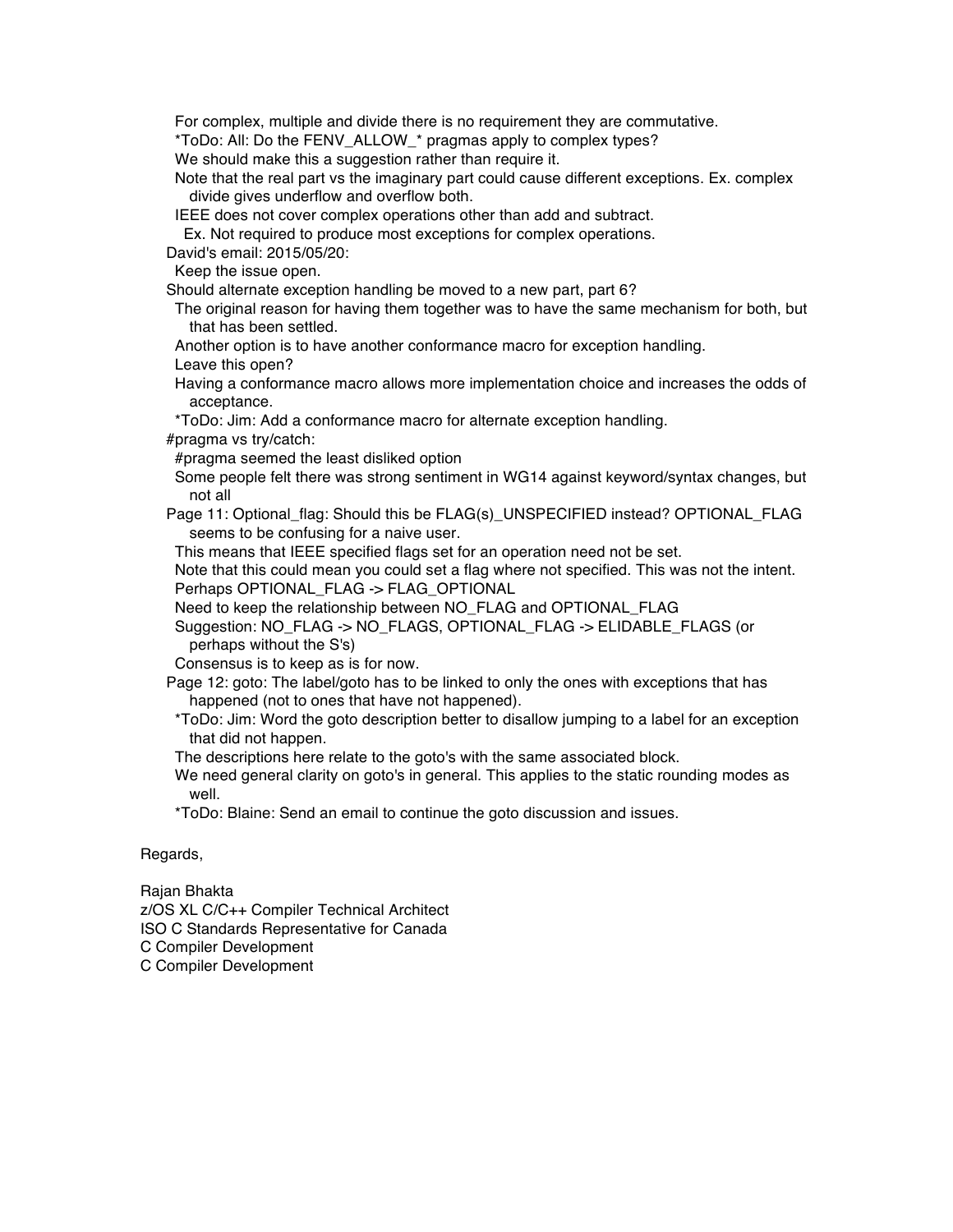For complex, multiple and divide there is no requirement they are commutative.

*ToDo: All: Do the FENV_ALLOW_* pragmas apply to complex types?

We should make this a suggestion rather than require it.

Note that the real part vs the imaginary part could cause different exceptions. Ex. complex divide gives underflow and overflow both.

IEEE does not cover complex operations other than add and subtract.

Ex. Not required to produce most exceptions for complex operations.

David's email: 2015/05/20:

Keep the issue open.

Should alternate exception handling be moved to a new part, part 6?

The original reason for having them together was to have the same mechanism for both, but that has been settled.

Another option is to have another conformance macro for exception handling.

Leave this open?

Having a conformance macro allows more implementation choice and increases the odds of acceptance.

*ToDo: Jim: Add a conformance macro for alternate exception handling.

#pragma vs try/catch:

#pragma seemed the least disliked option

Some people felt there was strong sentiment in WG14 against keyword/syntax changes, but not all

Page 11: Optional_flag: Should this be FLAG(s)_UNSPECIFIED instead? OPTIONAL_FLAG seems to be confusing for a naive user.

This means that IEEE specified flags set for an operation need not be set.

Note that this could mean you could set a flag where not specified. This was not the intent.

Perhaps OPTIONAL_FLAG -> FLAG_OPTIONAL

Need to keep the relationship between NO_FLAG and OPTIONAL_FLAG

Suggestion: NO_FLAG -> NO_FLAGS, OPTIONAL_FLAG -> ELIDABLE_FLAGS (or perhaps without the S's)

Consensus is to keep as is for now.

Page 12: goto: The label/goto has to be linked to only the ones with exceptions that has happened (not to ones that have not happened).

*ToDo: Jim: Word the goto description better to disallow jumping to a label for an exception that did not happen.

The descriptions here relate to the goto's with the same associated block.

We need general clarity on goto's in general. This applies to the static rounding modes as well.

*ToDo: Blaine: Send an email to continue the goto discussion and issues.

Regards,

Rajan Bhakta  
z/OS XL C/C++ Compiler Technical Architect  
ISO C Standards Representative for Canada  
C Compiler Development  
C Compiler Development